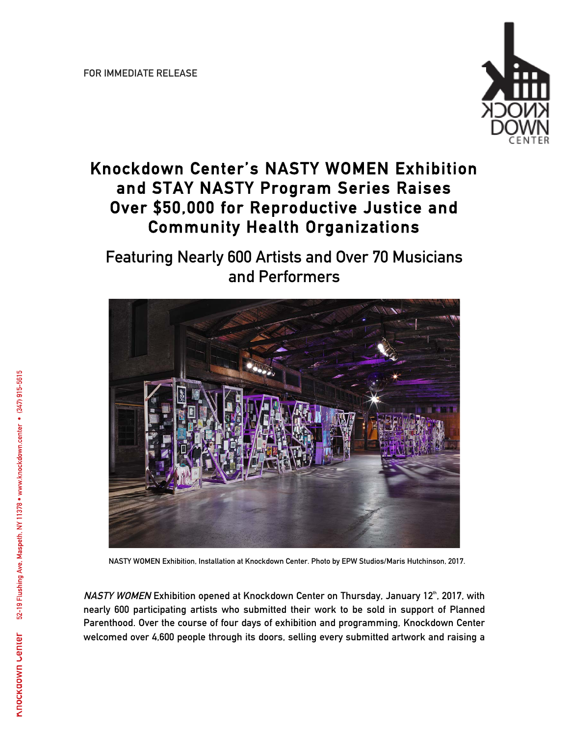FOR IMMEDIATE RELEASE

# Knockdown Center's NASTY WOMEN Exhibition and STAY NASTY Program Series Raises Over $50,000 for Reproductive Justice and Community Health Organizations

## Featuring Nearly 600 Artists and Over 70 Musicians and Performers

NASTY WOMEN Exhibition, Installation at Knockdown Center. Photo by EPW Studios/Maris Hutchinson, 2017.

*NASTY WOMEN* Exhibition opened at Knockdown Center on Thursday, January 12th, 2017, with nearly 600 participating artists who submitted their work to be sold in support of Planned Parenthood. Over the course of four days of exhibition and programming, Knockdown Center welcomed over 4,600 people through its doors, selling every submitted artwork and raising a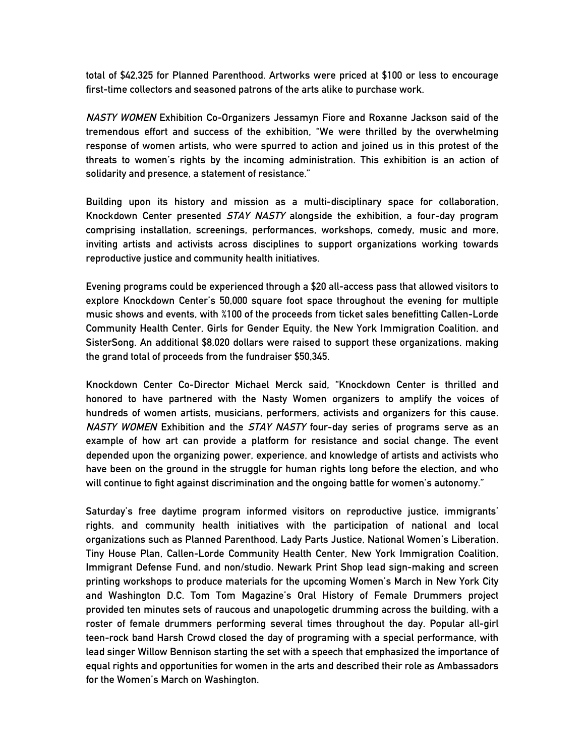total of $42,325 for Planned Parenthood. Artworks were priced at $100 or less to encourage first-time collectors and seasoned patrons of the arts alike to purchase work.

*NASTY WOMEN* Exhibition Co-Organizers Jessamyn Fiore and Roxanne Jackson said of the tremendous effort and success of the exhibition, "We were thrilled by the overwhelming response of women artists, who were spurred to action and joined us in this protest of the threats to women's rights by the incoming administration. This exhibition is an action of solidarity and presence, a statement of resistance."

Building upon its history and mission as a multi-disciplinary space for collaboration, Knockdown Center presented *STAY NASTY* alongside the exhibition, a four-day program comprising installation, screenings, performances, workshops, comedy, music and more, inviting artists and activists across disciplines to support organizations working towards reproductive justice and community health initiatives.

Evening programs could be experienced through a $20 all-access pass that allowed visitors to explore Knockdown Center's 50,000 square foot space throughout the evening for multiple music shows and events, with %100 of the proceeds from ticket sales benefitting Callen-Lorde Community Health Center, Girls for Gender Equity, the New York Immigration Coalition, and SisterSong. An additional $8,020 dollars were raised to support these organizations, making the grand total of proceeds from the fundraiser $50,345.

Knockdown Center Co-Director Michael Merck said, "Knockdown Center is thrilled and honored to have partnered with the Nasty Women organizers to amplify the voices of hundreds of women artists, musicians, performers, activists and organizers for this cause. *NASTY WOMEN* Exhibition and the *STAY NASTY* four-day series of programs serve as an example of how art can provide a platform for resistance and social change. The event depended upon the organizing power, experience, and knowledge of artists and activists who have been on the ground in the struggle for human rights long before the election, and who will continue to fight against discrimination and the ongoing battle for women's autonomy."

Saturday's free daytime program informed visitors on reproductive justice, immigrants' rights, and community health initiatives with the participation of national and local organizations such as Planned Parenthood, Lady Parts Justice, National Women's Liberation, Tiny House Plan, Callen-Lorde Community Health Center, New York Immigration Coalition, Immigrant Defense Fund, and non/studio. Newark Print Shop lead sign-making and screen printing workshops to produce materials for the upcoming Women's March in New York City and Washington D.C. Tom Tom Magazine's Oral History of Female Drummers project provided ten minutes sets of raucous and unapologetic drumming across the building, with a roster of female drummers performing several times throughout the day. Popular all-girl teen-rock band Harsh Crowd closed the day of programing with a special performance, with lead singer Willow Bennison starting the set with a speech that emphasized the importance of equal rights and opportunities for women in the arts and described their role as Ambassadors for the Women's March on Washington.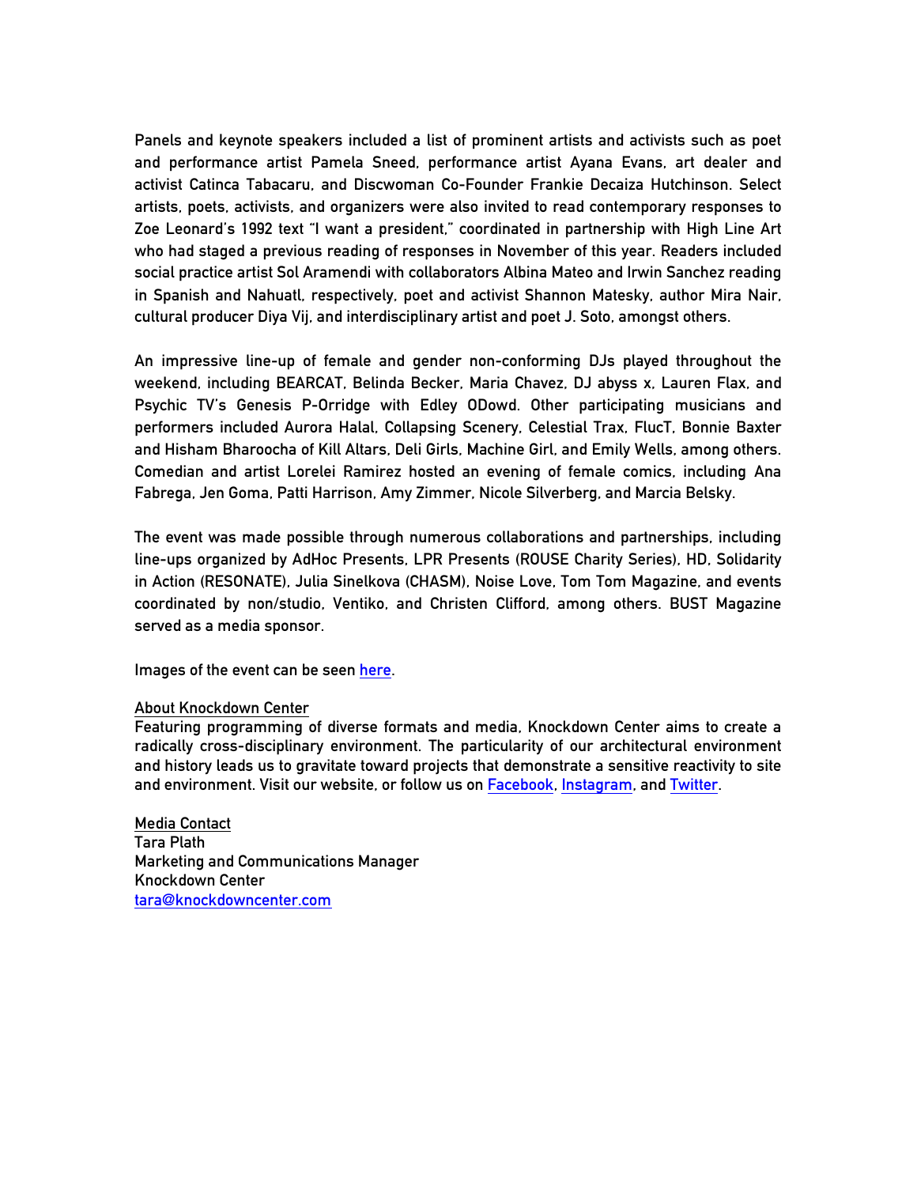Panels and keynote speakers included a list of prominent artists and activists such as poet and performance artist Pamela Sneed, performance artist Ayana Evans, art dealer and activist Catinca Tabacaru, and Discwoman Co-Founder Frankie Decaiza Hutchinson. Select artists, poets, activists, and organizers were also invited to read contemporary responses to Zoe Leonard's 1992 text "I want a president," coordinated in partnership with High Line Art who had staged a previous reading of responses in November of this year. Readers included social practice artist Sol Aramendi with collaborators Albina Mateo and Irwin Sanchez reading in Spanish and Nahuatl, respectively, poet and activist Shannon Matesky, author Mira Nair, cultural producer Diya Vij, and interdisciplinary artist and poet J. Soto, amongst others.

An impressive line-up of female and gender non-conforming DJs played throughout the weekend, including BEARCAT, Belinda Becker, Maria Chavez, DJ abyss x, Lauren Flax, and Psychic TV's Genesis P-Orridge with Edley ODowd. Other participating musicians and performers included Aurora Halal, Collapsing Scenery, Celestial Trax, FlucT, Bonnie Baxter and Hisham Bharoocha of Kill Altars, Deli Girls, Machine Girl, and Emily Wells, among others. Comedian and artist Lorelei Ramirez hosted an evening of female comics, including Ana Fabrega, Jen Goma, Patti Harrison, Amy Zimmer, Nicole Silverberg, and Marcia Belsky.

The event was made possible through numerous collaborations and partnerships, including line-ups organized by AdHoc Presents, LPR Presents (ROUSE Charity Series), HD, Solidarity in Action (RESONATE), Julia Sinelkova (CHASM), Noise Love, Tom Tom Magazine, and events coordinated by non/studio, Ventiko, and Christen Clifford, among others. BUST Magazine served as a media sponsor.

Images of the event can be seen here.

About Knockdown Center

Featuring programming of diverse formats and media, Knockdown Center aims to create a radically cross-disciplinary environment. The particularity of our architectural environment and history leads us to gravitate toward projects that demonstrate a sensitive reactivity to site and environment. Visit our website, or follow us on Facebook, Instagram, and Twitter.

Media Contact

Tara Plath

Marketing and Communications Manager

Knockdown Center

tara@knockdowncenter.com